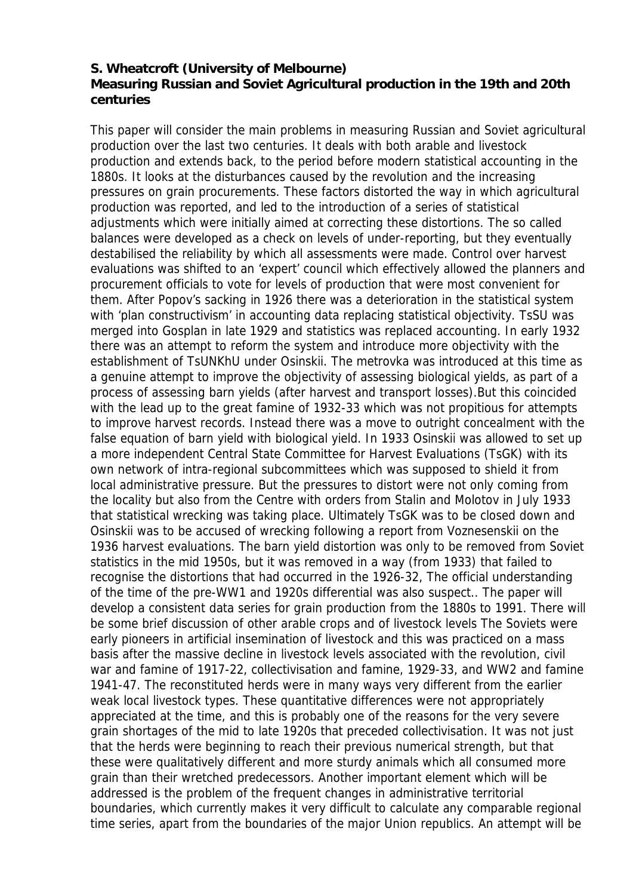**S. Wheatcroft (University of Melbourne)**
**Measuring Russian and Soviet Agricultural production in the 19th and 20th centuries**

This paper will consider the main problems in measuring Russian and Soviet agricultural production over the last two centuries. It deals with both arable and livestock production and extends back, to the period before modern statistical accounting in the 1880s. It looks at the disturbances caused by the revolution and the increasing pressures on grain procurements. These factors distorted the way in which agricultural production was reported, and led to the introduction of a series of statistical adjustments which were initially aimed at correcting these distortions. The so called balances were developed as a check on levels of under-reporting, but they eventually destabilised the reliability by which all assessments were made. Control over harvest evaluations was shifted to an 'expert' council which effectively allowed the planners and procurement officials to vote for levels of production that were most convenient for them. After Popov's sacking in 1926 there was a deterioration in the statistical system with 'plan constructivism' in accounting data replacing statistical objectivity. TsSU was merged into Gosplan in late 1929 and statistics was replaced accounting. In early 1932 there was an attempt to reform the system and introduce more objectivity with the establishment of TsUNKhU under Osinskii. The metrovka was introduced at this time as a genuine attempt to improve the objectivity of assessing biological yields, as part of a process of assessing barn yields (after harvest and transport losses).But this coincided with the lead up to the great famine of 1932-33 which was not propitious for attempts to improve harvest records. Instead there was a move to outright concealment with the false equation of barn yield with biological yield. In 1933 Osinskii was allowed to set up a more independent Central State Committee for Harvest Evaluations (TsGK) with its own network of intra-regional subcommittees which was supposed to shield it from local administrative pressure. But the pressures to distort were not only coming from the locality but also from the Centre with orders from Stalin and Molotov in July 1933 that statistical wrecking was taking place. Ultimately TsGK was to be closed down and Osinskii was to be accused of wrecking following a report from Voznesenskii on the 1936 harvest evaluations. The barn yield distortion was only to be removed from Soviet statistics in the mid 1950s, but it was removed in a way (from 1933) that failed to recognise the distortions that had occurred in the 1926-32, The official understanding of the time of the pre-WW1 and 1920s differential was also suspect.. The paper will develop a consistent data series for grain production from the 1880s to 1991. There will be some brief discussion of other arable crops and of livestock levels The Soviets were early pioneers in artificial insemination of livestock and this was practiced on a mass basis after the massive decline in livestock levels associated with the revolution, civil war and famine of 1917-22, collectivisation and famine, 1929-33, and WW2 and famine 1941-47. The reconstituted herds were in many ways very different from the earlier weak local livestock types. These quantitative differences were not appropriately appreciated at the time, and this is probably one of the reasons for the very severe grain shortages of the mid to late 1920s that preceded collectivisation. It was not just that the herds were beginning to reach their previous numerical strength, but that these were qualitatively different and more sturdy animals which all consumed more grain than their wretched predecessors. Another important element which will be addressed is the problem of the frequent changes in administrative territorial boundaries, which currently makes it very difficult to calculate any comparable regional time series, apart from the boundaries of the major Union republics. An attempt will be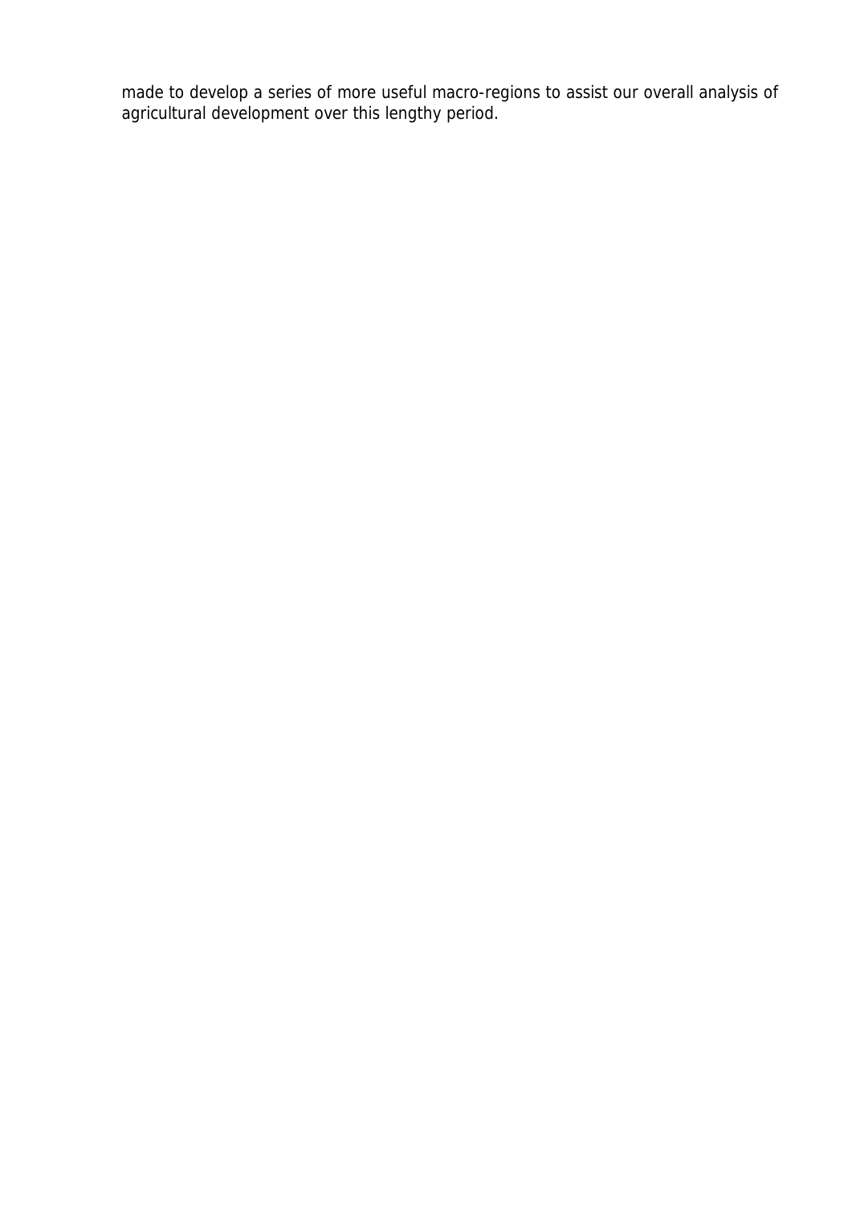made to develop a series of more useful macro-regions to assist our overall analysis of agricultural development over this lengthy period.